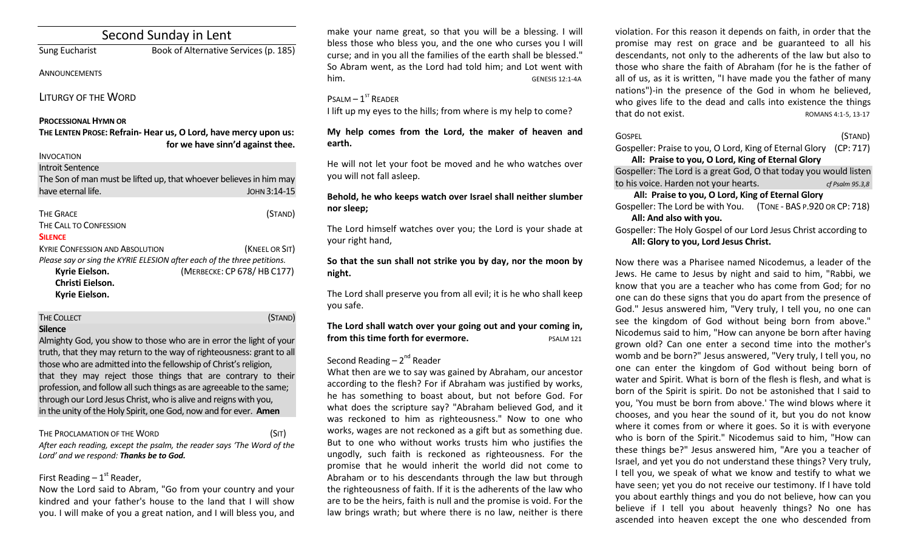# Second Sunday in Lent

Sung Eucharist — Book of Alternative Services (p. 185)

ANNOUNCEMENTS

## LITURGY OF THE WORD

**PROCESSIONAL HYMN OR**

**THE LENTEN PROSE: Refrain- Hear us, O Lord, have mercy upon us: for we have sinn'd against thee.**

INVOCATION

Introit Sentence

The Son of man must be lifted up, that whoever believes in him may have eternal life. JOHN 3:14-15

THE GRACE (STAND)

THE CALL TO CONFESSION

**SILENCE**

KYRIE CONFESSION AND ABSOLUTION (KNEEL OR SIT)

*Please say or sing the KYRIE ELESION after each of the three petitions.*

**Kyrie Eielson.** (MERBECKE: CP 678/ HB C177)
**Christi Eielson.**
**Kyrie Eielson.**

THE COLLECT (STAND)

**Silence**

Almighty God, you show to those who are in error the light of your truth, that they may return to the way of righteousness: grant to all those who are admitted into the fellowship of Christ's religion, that they may reject those things that are contrary to their profession, and follow all such things as are agreeable to the same; through our Lord Jesus Christ, who is alive and reigns with you, in the unity of the Holy Spirit, one God, now and for ever. **Amen**

THE PROCLAMATION OF THE WORD (SIT)

*After each reading, except the psalm, the reader says 'The Word of the Lord' and we respond: **Thanks be to God.***

First Reading – 1st Reader,

Now the Lord said to Abram, "Go from your country and your kindred and your father's house to the land that I will show you. I will make of you a great nation, and I will bless you, and make your name great, so that you will be a blessing. I will bless those who bless you, and the one who curses you I will curse; and in you all the families of the earth shall be blessed." So Abram went, as the Lord had told him; and Lot went with him. GENESIS 12:1-4A

PSALM – 1ST READER

I lift up my eyes to the hills; from where is my help to come?

**My help comes from the Lord, the maker of heaven and earth.**

He will not let your foot be moved and he who watches over you will not fall asleep.

**Behold, he who keeps watch over Israel shall neither slumber nor sleep;**

The Lord himself watches over you; the Lord is your shade at your right hand,

**So that the sun shall not strike you by day, nor the moon by night.**

The Lord shall preserve you from all evil; it is he who shall keep you safe.

**The Lord shall watch over your going out and your coming in, from this time forth for evermore.** PSALM 121

Second Reading – 2nd Reader

What then are we to say was gained by Abraham, our ancestor according to the flesh? For if Abraham was justified by works, he has something to boast about, but not before God. For what does the scripture say? "Abraham believed God, and it was reckoned to him as righteousness." Now to one who works, wages are not reckoned as a gift but as something due. But to one who without works trusts him who justifies the ungodly, such faith is reckoned as righteousness. For the promise that he would inherit the world did not come to Abraham or to his descendants through the law but through the righteousness of faith. If it is the adherents of the law who are to be the heirs, faith is null and the promise is void. For the law brings wrath; but where there is no law, neither is there violation. For this reason it depends on faith, in order that the promise may rest on grace and be guaranteed to all his descendants, not only to the adherents of the law but also to those who share the faith of Abraham (for he is the father of all of us, as it is written, "I have made you the father of many nations")-in the presence of the God in whom he believed, who gives life to the dead and calls into existence the things that do not exist. ROMANS 4:1-5, 13-17

GOSPEL (STAND)

Gospeller: Praise to you, O Lord, King of Eternal Glory (CP: 717)

**All: Praise to you, O Lord, King of Eternal Glory**

Gospeller: The Lord is a great God, O that today you would listen to his voice. Harden not your hearts. *cf Psalm 95.3,8*

**All: Praise to you, O Lord, King of Eternal Glory**

Gospeller: The Lord be with You. (TONE - BAS P.920 OR CP: 718)

**All: And also with you.**

Gospeller: The Holy Gospel of our Lord Jesus Christ according to

**All: Glory to you, Lord Jesus Christ.**

Now there was a Pharisee named Nicodemus, a leader of the Jews. He came to Jesus by night and said to him, "Rabbi, we know that you are a teacher who has come from God; for no one can do these signs that you do apart from the presence of God." Jesus answered him, "Very truly, I tell you, no one can see the kingdom of God without being born from above." Nicodemus said to him, "How can anyone be born after having grown old? Can one enter a second time into the mother's womb and be born?" Jesus answered, "Very truly, I tell you, no one can enter the kingdom of God without being born of water and Spirit. What is born of the flesh is flesh, and what is born of the Spirit is spirit. Do not be astonished that I said to you, 'You must be born from above.' The wind blows where it chooses, and you hear the sound of it, but you do not know where it comes from or where it goes. So it is with everyone who is born of the Spirit." Nicodemus said to him, "How can these things be?" Jesus answered him, "Are you a teacher of Israel, and yet you do not understand these things? Very truly, I tell you, we speak of what we know and testify to what we have seen; yet you do not receive our testimony. If I have told you about earthly things and you do not believe, how can you believe if I tell you about heavenly things? No one has ascended into heaven except the one who descended from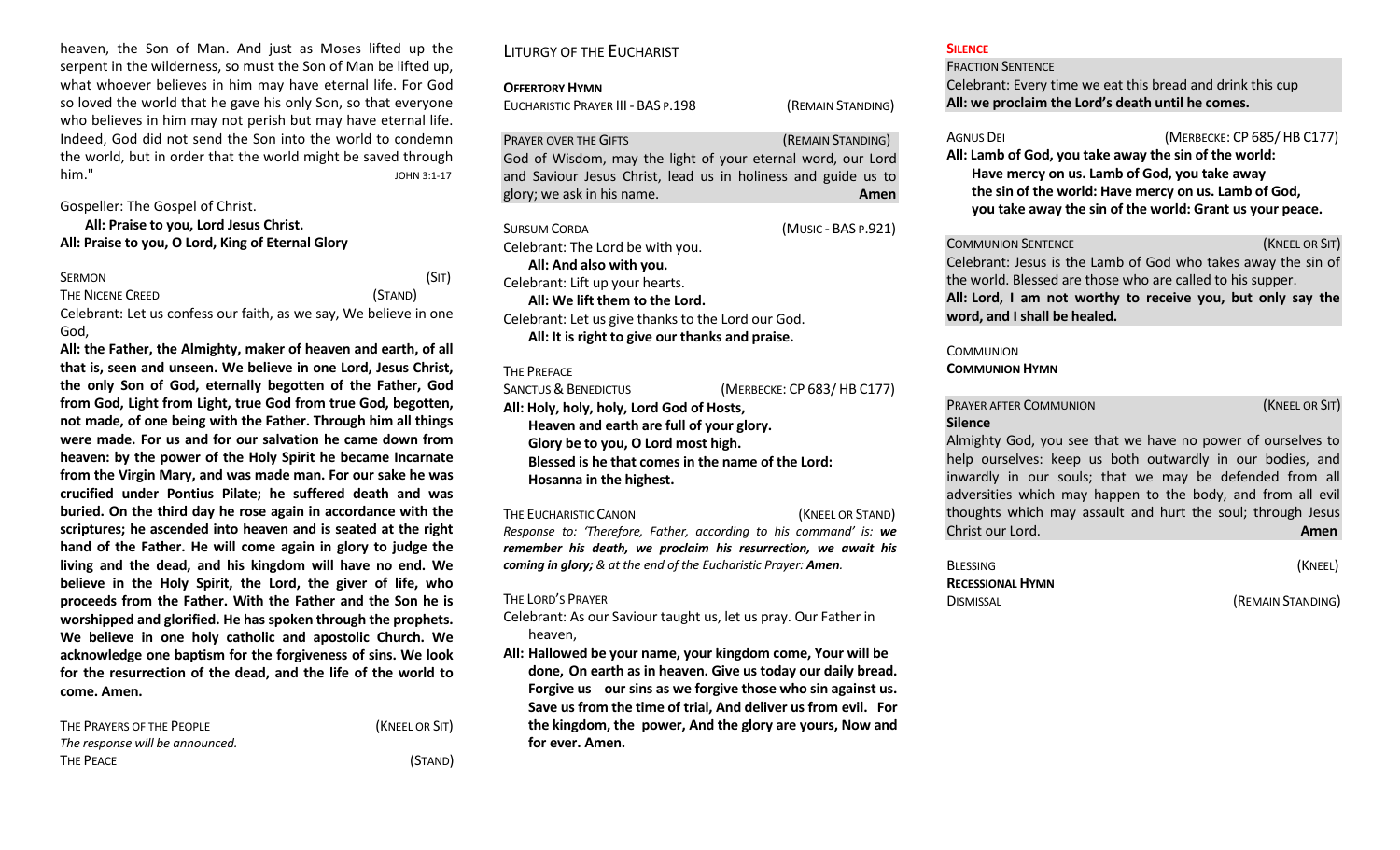heaven, the Son of Man. And just as Moses lifted up the serpent in the wilderness, so must the Son of Man be lifted up, what whoever believes in him may have eternal life. For God so loved the world that he gave his only Son, so that everyone who believes in him may not perish but may have eternal life. Indeed, God did not send the Son into the world to condemn the world, but in order that the world might be saved through him." JOHN 3:1-17

Gospeller: The Gospel of Christ.

**All: Praise to you, Lord Jesus Christ.**
**All: Praise to you, O Lord, King of Eternal Glory**

SERMON (SIT)

THE NICENE CREED (STAND)

Celebrant: Let us confess our faith, as we say, We believe in one God,

**All: the Father, the Almighty, maker of heaven and earth, of all that is, seen and unseen. We believe in one Lord, Jesus Christ, the only Son of God, eternally begotten of the Father, God from God, Light from Light, true God from true God, begotten, not made, of one being with the Father. Through him all things were made. For us and for our salvation he came down from heaven: by the power of the Holy Spirit he became Incarnate from the Virgin Mary, and was made man. For our sake he was crucified under Pontius Pilate; he suffered death and was buried. On the third day he rose again in accordance with the scriptures; he ascended into heaven and is seated at the right hand of the Father. He will come again in glory to judge the living and the dead, and his kingdom will have no end. We believe in the Holy Spirit, the Lord, the giver of life, who proceeds from the Father. With the Father and the Son he is worshipped and glorified. He has spoken through the prophets. We believe in one holy catholic and apostolic Church. We acknowledge one baptism for the forgiveness of sins. We look for the resurrection of the dead, and the life of the world to come. Amen.**

THE PRAYERS OF THE PEOPLE (KNEEL OR SIT)

*The response will be announced.*

THE PEACE (STAND)

## LITURGY OF THE EUCHARIST

**OFFERTORY HYMN**

EUCHARISTIC PRAYER III - BAS P.198 (REMAIN STANDING)

PRAYER OVER THE GIFTS (REMAIN STANDING)

God of Wisdom, may the light of your eternal word, our Lord and Saviour Jesus Christ, lead us in holiness and guide us to glory; we ask in his name. **Amen**

SURSUM CORDA (MUSIC - BAS P.921)

Celebrant: The Lord be with you.
**All: And also with you.**
Celebrant: Lift up your hearts.
**All: We lift them to the Lord.**
Celebrant: Let us give thanks to the Lord our God.
**All: It is right to give our thanks and praise.**

THE PREFACE

SANCTUS & BENEDICTUS (MERBECKE: CP 683/ HB C177)

**All: Holy, holy, holy, Lord God of Hosts,**
**Heaven and earth are full of your glory.**
**Glory be to you, O Lord most high.**
**Blessed is he that comes in the name of the Lord:**
**Hosanna in the highest.**

THE EUCHARISTIC CANON (KNEEL OR STAND)

*Response to: 'Therefore, Father, according to his command' is:* ***we remember his death, we proclaim his resurrection, we await his coming in glory;*** *& at the end of the Eucharistic Prayer:* ***Amen****.*

THE LORD'S PRAYER

Celebrant: As our Saviour taught us, let us pray. Our Father in heaven,

**All: Hallowed be your name, your kingdom come, Your will be done, On earth as in heaven. Give us today our daily bread. Forgive us our sins as we forgive those who sin against us. Save us from the time of trial, And deliver us from evil. For the kingdom, the power, And the glory are yours, Now and for ever. Amen.**

**SILENCE**

FRACTION SENTENCE

Celebrant: Every time we eat this bread and drink this cup
**All: we proclaim the Lord's death until he comes.**

AGNUS DEI (MERBECKE: CP 685/ HB C177)

**All: Lamb of God, you take away the sin of the world:**
**Have mercy on us. Lamb of God, you take away**
**the sin of the world: Have mercy on us. Lamb of God,**
**you take away the sin of the world: Grant us your peace.**

COMMUNION SENTENCE (KNEEL OR SIT)

Celebrant: Jesus is the Lamb of God who takes away the sin of the world. Blessed are those who are called to his supper.
**All: Lord, I am not worthy to receive you, but only say the word, and I shall be healed.**

COMMUNION

**COMMUNION HYMN**

PRAYER AFTER COMMUNION (KNEEL OR SIT)

**Silence**

Almighty God, you see that we have no power of ourselves to help ourselves: keep us both outwardly in our bodies, and inwardly in our souls; that we may be defended from all adversities which may happen to the body, and from all evil thoughts which may assault and hurt the soul; through Jesus Christ our Lord. **Amen**

BLESSING (KNEEL)

**RECESSIONAL HYMN**

DISMISSAL (REMAIN STANDING)